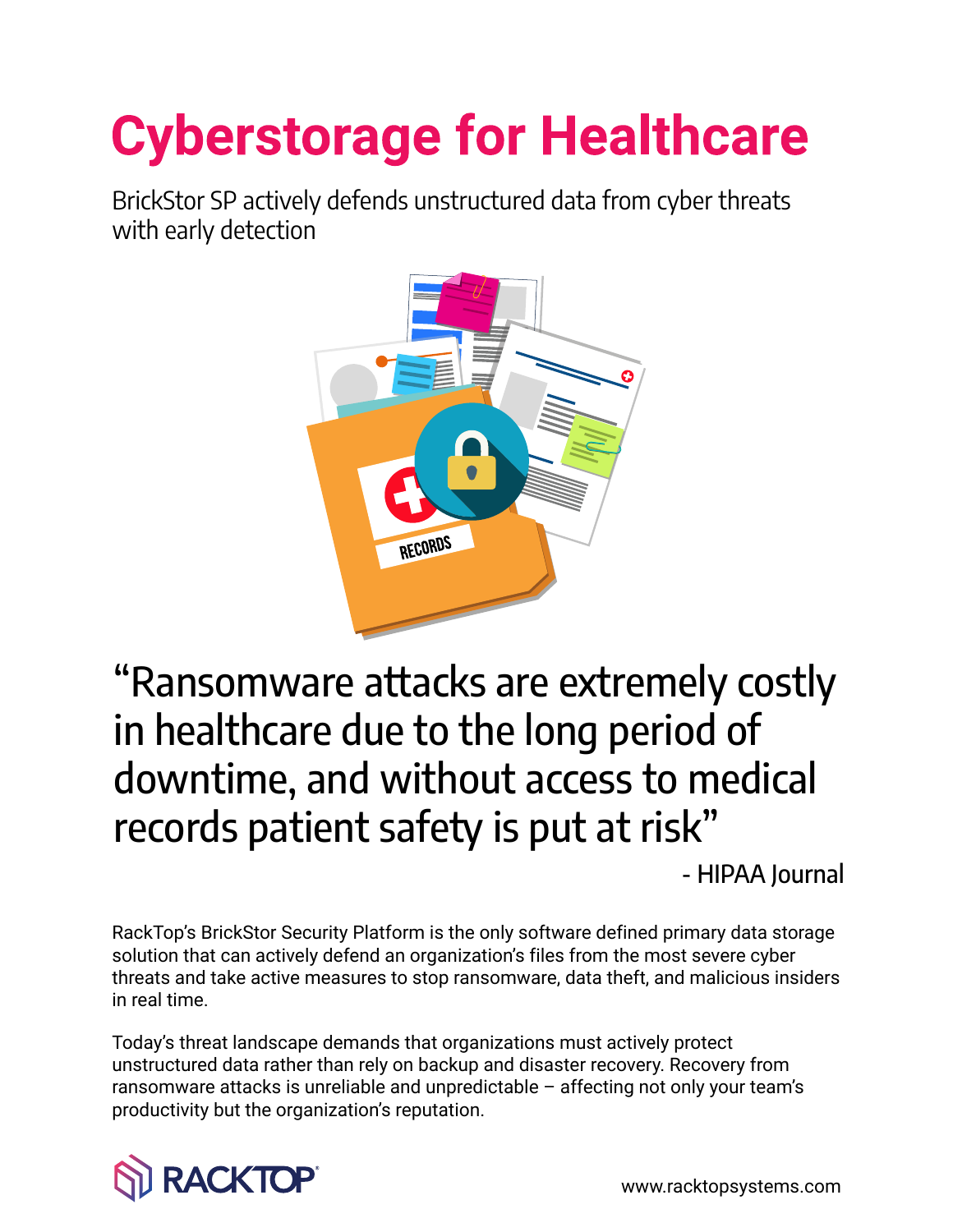# Cyberstorage for Healthcare

BrickStor SP actively defends unstructured data from cyber threats with early detection

> "Ransomware attacks are extremely costly in healthcare due to the long period of downtime, and without access to medical records patient safety is put at risk"
>
> \- HIPAA Journal

RackTop's BrickStor Security Platform is the only software defined primary data storage solution that can actively defend an organization's files from the most severe cyber threats and take active measures to stop ransomware, data theft, and malicious insiders in real time.

Today's threat landscape demands that organizations must actively protect unstructured data rather than rely on backup and disaster recovery. Recovery from ransomware attacks is unreliable and unpredictable – affecting not only your team's productivity but the organization's reputation.

RACKTOP

www.racktopsystems.com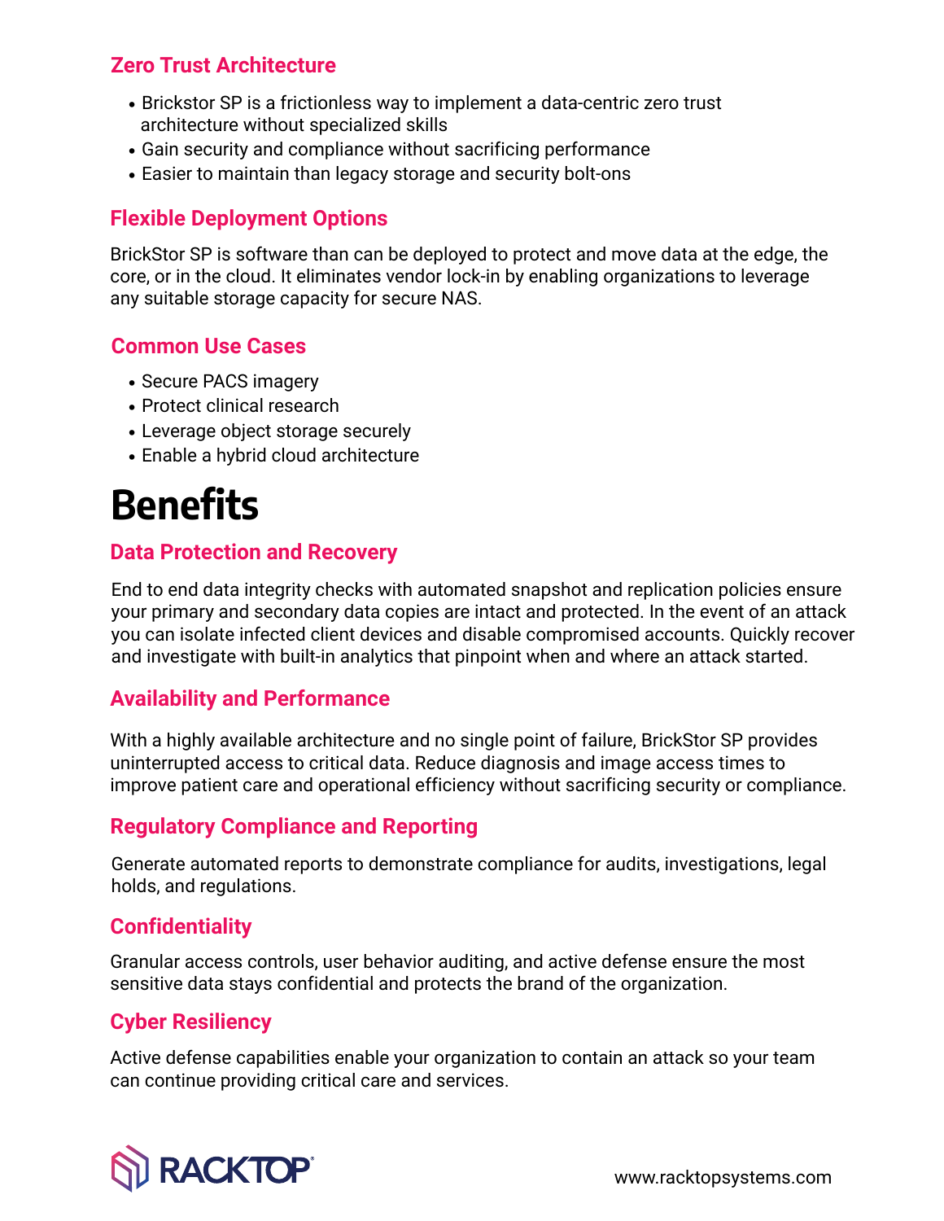### Zero Trust Architecture

- Brickstor SP is a frictionless way to implement a data-centric zero trust architecture without specialized skills
- Gain security and compliance without sacrificing performance
- Easier to maintain than legacy storage and security bolt-ons

### Flexible Deployment Options

BrickStor SP is software than can be deployed to protect and move data at the edge, the core, or in the cloud. It eliminates vendor lock-in by enabling organizations to leverage any suitable storage capacity for secure NAS.

### Common Use Cases

- Secure PACS imagery
- Protect clinical research
- Leverage object storage securely
- Enable a hybrid cloud architecture

# Benefits

### Data Protection and Recovery

End to end data integrity checks with automated snapshot and replication policies ensure your primary and secondary data copies are intact and protected. In the event of an attack you can isolate infected client devices and disable compromised accounts. Quickly recover and investigate with built-in analytics that pinpoint when and where an attack started.

### Availability and Performance

With a highly available architecture and no single point of failure, BrickStor SP provides uninterrupted access to critical data. Reduce diagnosis and image access times to improve patient care and operational efficiency without sacrificing security or compliance.

### Regulatory Compliance and Reporting

Generate automated reports to demonstrate compliance for audits, investigations, legal holds, and regulations.

### Confidentiality

Granular access controls, user behavior auditing, and active defense ensure the most sensitive data stays confidential and protects the brand of the organization.

### Cyber Resiliency

Active defense capabilities enable your organization to contain an attack so your team can continue providing critical care and services.

RACKTOP®

www.racktopsystems.com